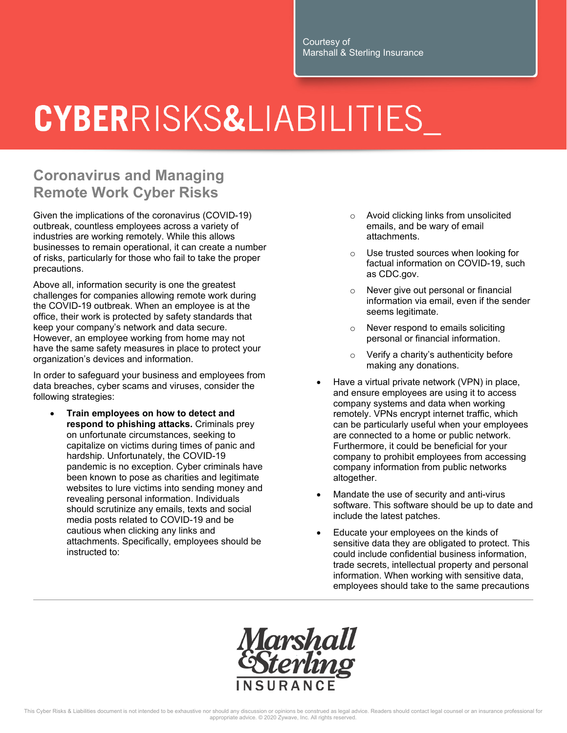Courtesy of
Marshall & Sterling Insurance

# CYBERRISKS&LIABILITIES_

## Coronavirus and Managing Remote Work Cyber Risks

Given the implications of the coronavirus (COVID-19) outbreak, countless employees across a variety of industries are working remotely. While this allows businesses to remain operational, it can create a number of risks, particularly for those who fail to take the proper precautions.

Above all, information security is one the greatest challenges for companies allowing remote work during the COVID-19 outbreak. When an employee is at the office, their work is protected by safety standards that keep your company's network and data secure. However, an employee working from home may not have the same safety measures in place to protect your organization's devices and information.

In order to safeguard your business and employees from data breaches, cyber scams and viruses, consider the following strategies:

- **Train employees on how to detect and respond to phishing attacks.** Criminals prey on unfortunate circumstances, seeking to capitalize on victims during times of panic and hardship. Unfortunately, the COVID-19 pandemic is no exception. Cyber criminals have been known to pose as charities and legitimate websites to lure victims into sending money and revealing personal information. Individuals should scrutinize any emails, texts and social media posts related to COVID-19 and be cautious when clicking any links and attachments. Specifically, employees should be instructed to:
    - Avoid clicking links from unsolicited emails, and be wary of email attachments.
    - Use trusted sources when looking for factual information on COVID-19, such as CDC.gov.
    - Never give out personal or financial information via email, even if the sender seems legitimate.
    - Never respond to emails soliciting personal or financial information.
    - Verify a charity's authenticity before making any donations.
- Have a virtual private network (VPN) in place, and ensure employees are using it to access company systems and data when working remotely. VPNs encrypt internet traffic, which can be particularly useful when your employees are connected to a home or public network. Furthermore, it could be beneficial for your company to prohibit employees from accessing company information from public networks altogether.
- Mandate the use of security and anti-virus software. This software should be up to date and include the latest patches.
- Educate your employees on the kinds of sensitive data they are obligated to protect. This could include confidential business information, trade secrets, intellectual property and personal information. When working with sensitive data, employees should take to the same precautions

Marshall & Sterling INSURANCE

This Cyber Risks & Liabilities document is not intended to be exhaustive nor should any discussion or opinions be construed as legal advice. Readers should contact legal counsel or an insurance professional for appropriate advice. © 2020 Zywave, Inc. All rights reserved.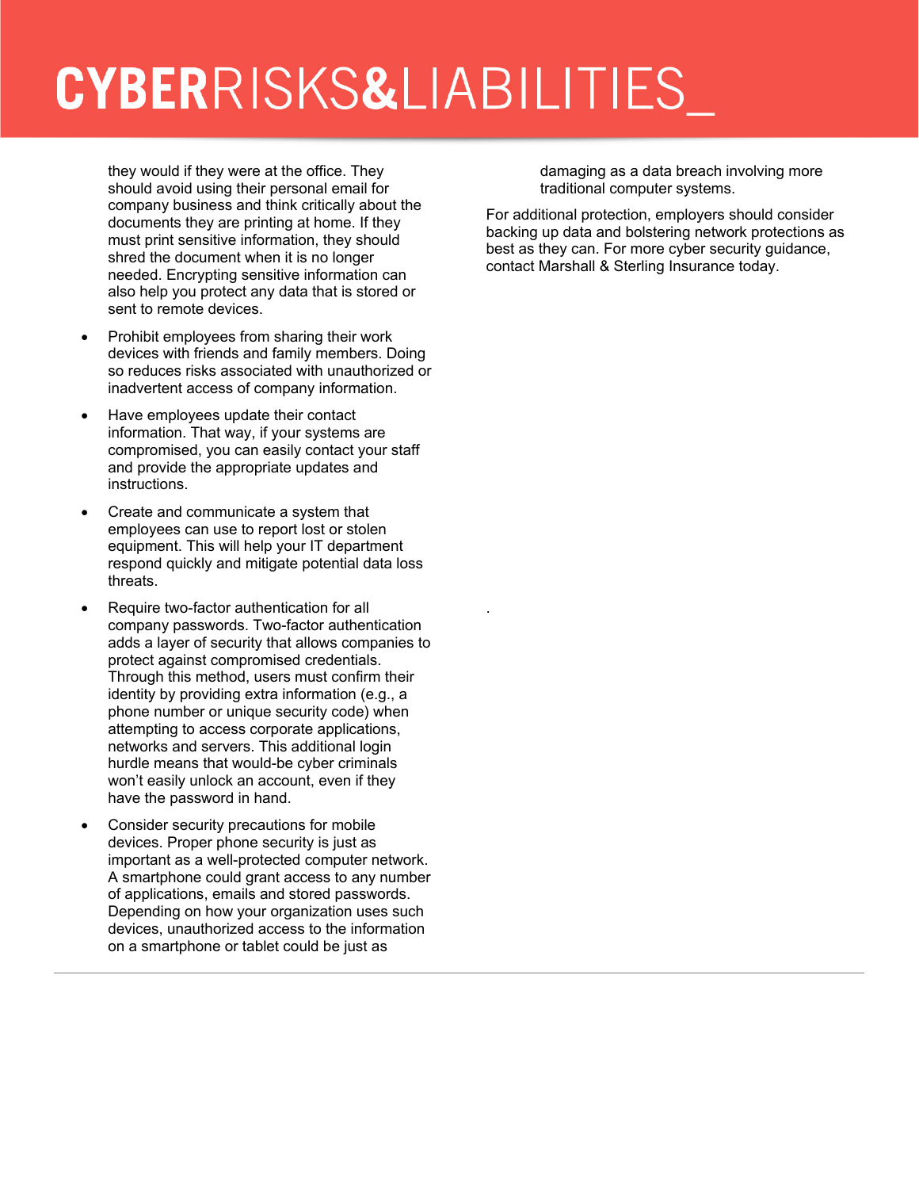they would if they were at the office. They should avoid using their personal email for company business and think critically about the documents they are printing at home. If they must print sensitive information, they should shred the document when it is no longer needed. Encrypting sensitive information can also help you protect any data that is stored or sent to remote devices.

- Prohibit employees from sharing their work devices with friends and family members. Doing so reduces risks associated with unauthorized or inadvertent access of company information.
- Have employees update their contact information. That way, if your systems are compromised, you can easily contact your staff and provide the appropriate updates and instructions.
- Create and communicate a system that employees can use to report lost or stolen equipment. This will help your IT department respond quickly and mitigate potential data loss threats.
- Require two-factor authentication for all company passwords. Two-factor authentication adds a layer of security that allows companies to protect against compromised credentials. Through this method, users must confirm their identity by providing extra information (e.g., a phone number or unique security code) when attempting to access corporate applications, networks and servers. This additional login hurdle means that would-be cyber criminals won't easily unlock an account, even if they have the password in hand.
- Consider security precautions for mobile devices. Proper phone security is just as important as a well-protected computer network. A smartphone could grant access to any number of applications, emails and stored passwords. Depending on how your organization uses such devices, unauthorized access to the information on a smartphone or tablet could be just as damaging as a data breach involving more traditional computer systems.

For additional protection, employers should consider backing up data and bolstering network protections as best as they can. For more cyber security guidance, contact Marshall & Sterling Insurance today.